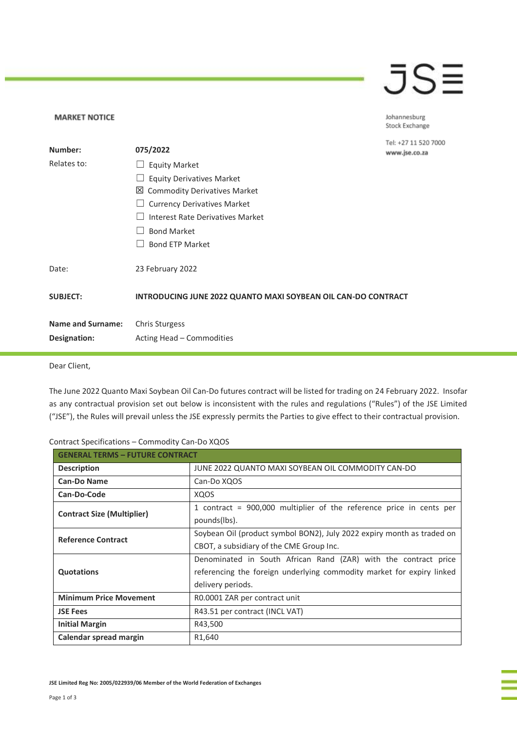**MARKET NOTICE**

Johannesburg Stock Exchange

Tel: +27 11 520 7000
www.jse.co.za

| | |
|---|---|
| **Number:** | **075/2022** |
| Relates to: | ☐ Equity Market<br>☐ Equity Derivatives Market<br>☒ Commodity Derivatives Market<br>☐ Currency Derivatives Market<br>☐ Interest Rate Derivatives Market<br>☐ Bond Market<br>☐ Bond ETP Market |
| Date: | 23 February 2022 |
| **SUBJECT:** | **INTRODUCING JUNE 2022 QUANTO MAXI SOYBEAN OIL CAN-DO CONTRACT** |
| **Name and Surname:** | Chris Sturgess |
| **Designation:** | Acting Head – Commodities |

Dear Client,

The June 2022 Quanto Maxi Soybean Oil Can-Do futures contract will be listed for trading on 24 February 2022. Insofar as any contractual provision set out below is inconsistent with the rules and regulations ("Rules") of the JSE Limited ("JSE"), the Rules will prevail unless the JSE expressly permits the Parties to give effect to their contractual provision.

Contract Specifications – Commodity Can-Do XQOS

| **GENERAL TERMS – FUTURE CONTRACT** | |
|---|---|
| **Description** | JUNE 2022 QUANTO MAXI SOYBEAN OIL COMMODITY CAN-DO |
| **Can-Do Name** | Can-Do XQOS |
| **Can-Do-Code** | XQOS |
| **Contract Size (Multiplier)** | 1 contract = 900,000 multiplier of the reference price in cents per pounds(lbs). |
| **Reference Contract** | Soybean Oil (product symbol BON2), July 2022 expiry month as traded on CBOT, a subsidiary of the CME Group Inc. |
| **Quotations** | Denominated in South African Rand (ZAR) with the contract price referencing the foreign underlying commodity market for expiry linked delivery periods. |
| **Minimum Price Movement** | R0.0001 ZAR per contract unit |
| **JSE Fees** | R43.51 per contract (INCL VAT) |
| **Initial Margin** | R43,500 |
| **Calendar spread margin** | R1,640 |

JSE Limited Reg No: 2005/022939/06 Member of the World Federation of Exchanges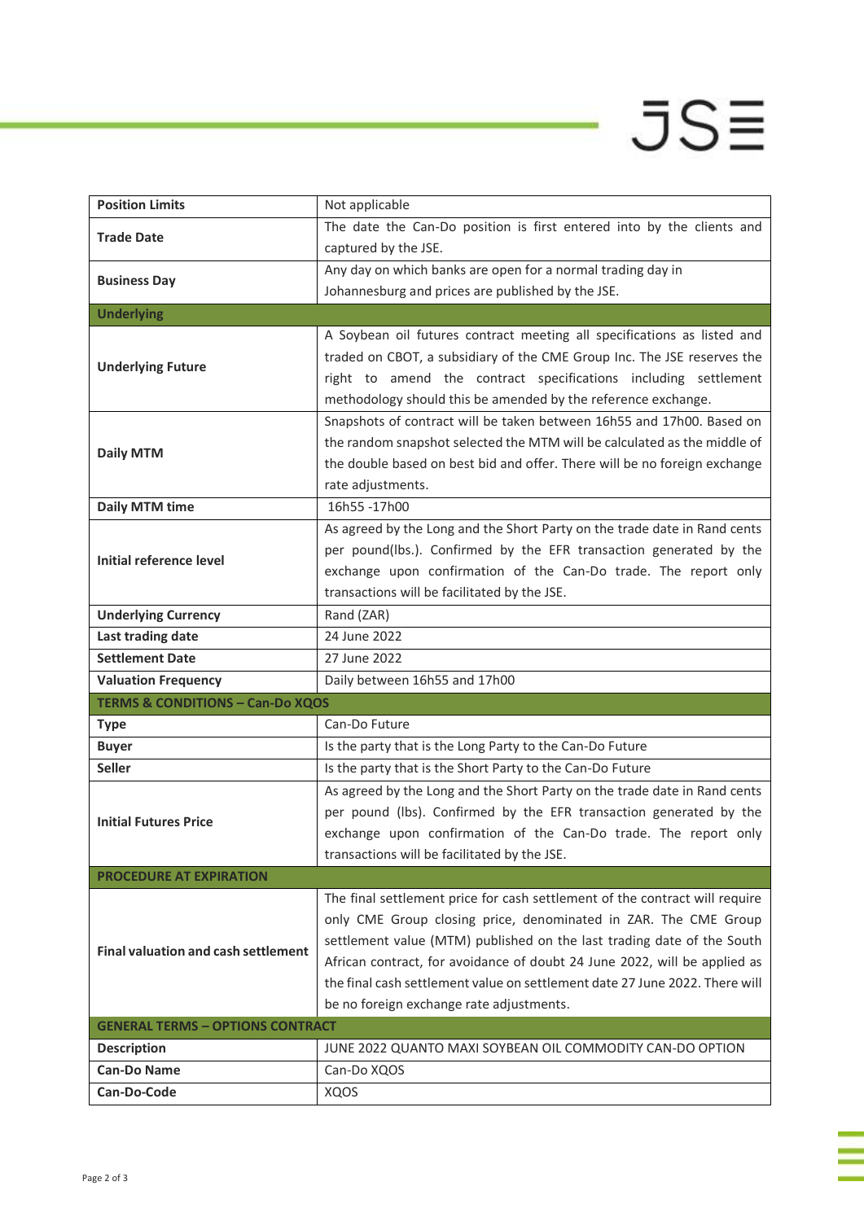| | |
|---|---|
| **Position Limits** | Not applicable |
| **Trade Date** | The date the Can-Do position is first entered into by the clients and captured by the JSE. |
| **Business Day** | Any day on which banks are open for a normal trading day in Johannesburg and prices are published by the JSE. |
| **Underlying** | |
| **Underlying Future** | A Soybean oil futures contract meeting all specifications as listed and traded on CBOT, a subsidiary of the CME Group Inc. The JSE reserves the right to amend the contract specifications including settlement methodology should this be amended by the reference exchange. |
| **Daily MTM** | Snapshots of contract will be taken between 16h55 and 17h00. Based on the random snapshot selected the MTM will be calculated as the middle of the double based on best bid and offer. There will be no foreign exchange rate adjustments. |
| **Daily MTM time** | 16h55 -17h00 |
| **Initial reference level** | As agreed by the Long and the Short Party on the trade date in Rand cents per pound(lbs.). Confirmed by the EFR transaction generated by the exchange upon confirmation of the Can-Do trade. The report only transactions will be facilitated by the JSE. |
| **Underlying Currency** | Rand (ZAR) |
| **Last trading date** | 24 June 2022 |
| **Settlement Date** | 27 June 2022 |
| **Valuation Frequency** | Daily between 16h55 and 17h00 |
| **TERMS & CONDITIONS – Can-Do XQOS** | |
| **Type** | Can-Do Future |
| **Buyer** | Is the party that is the Long Party to the Can-Do Future |
| **Seller** | Is the party that is the Short Party to the Can-Do Future |
| **Initial Futures Price** | As agreed by the Long and the Short Party on the trade date in Rand cents per pound (lbs). Confirmed by the EFR transaction generated by the exchange upon confirmation of the Can-Do trade. The report only transactions will be facilitated by the JSE. |
| **PROCEDURE AT EXPIRATION** | |
| **Final valuation and cash settlement** | The final settlement price for cash settlement of the contract will require only CME Group closing price, denominated in ZAR. The CME Group settlement value (MTM) published on the last trading date of the South African contract, for avoidance of doubt 24 June 2022, will be applied as the final cash settlement value on settlement date 27 June 2022. There will be no foreign exchange rate adjustments. |
| **GENERAL TERMS – OPTIONS CONTRACT** | |
| **Description** | JUNE 2022 QUANTO MAXI SOYBEAN OIL COMMODITY CAN-DO OPTION |
| **Can-Do Name** | Can-Do XQOS |
| **Can-Do-Code** | XQOS |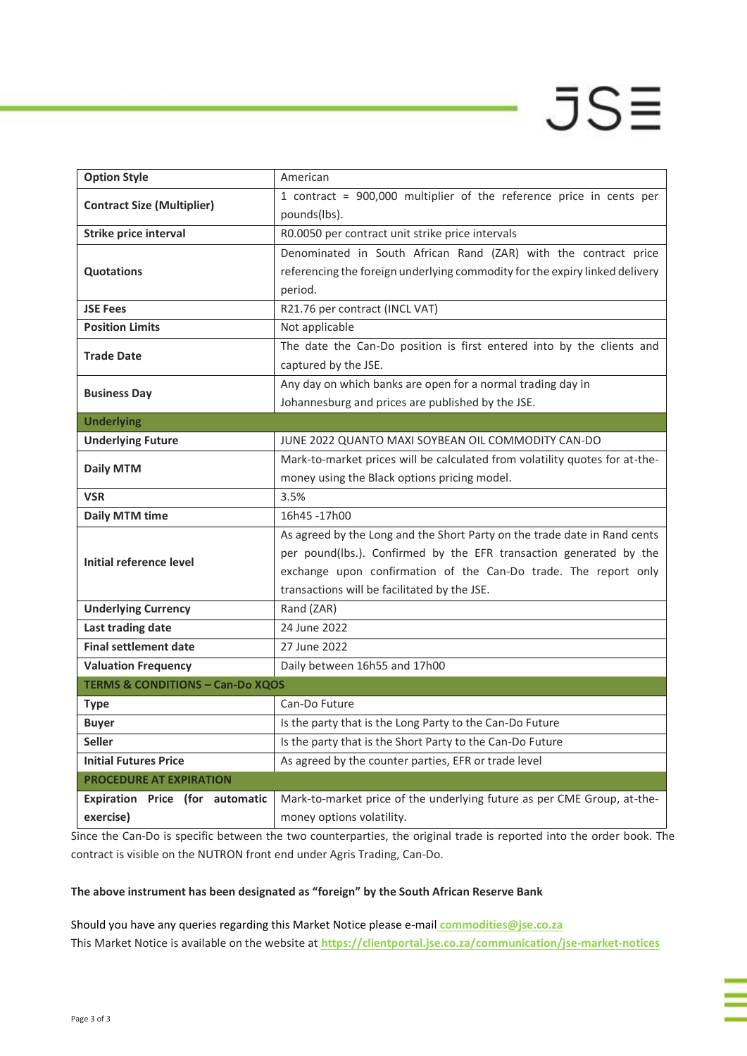| | |
|---|---|
| **Option Style** | American |
| **Contract Size (Multiplier)** | 1 contract = 900,000 multiplier of the reference price in cents per pounds(lbs). |
| **Strike price interval** | R0.0050 per contract unit strike price intervals |
| **Quotations** | Denominated in South African Rand (ZAR) with the contract price referencing the foreign underlying commodity for the expiry linked delivery period. |
| **JSE Fees** | R21.76 per contract (INCL VAT) |
| **Position Limits** | Not applicable |
| **Trade Date** | The date the Can-Do position is first entered into by the clients and captured by the JSE. |
| **Business Day** | Any day on which banks are open for a normal trading day in Johannesburg and prices are published by the JSE. |
| **Underlying** | |
| **Underlying Future** | JUNE 2022 QUANTO MAXI SOYBEAN OIL COMMODITY CAN-DO |
| **Daily MTM** | Mark-to-market prices will be calculated from volatility quotes for at-the-money using the Black options pricing model. |
| **VSR** | 3.5% |
| **Daily MTM time** | 16h45 -17h00 |
| **Initial reference level** | As agreed by the Long and the Short Party on the trade date in Rand cents per pound(lbs.). Confirmed by the EFR transaction generated by the exchange upon confirmation of the Can-Do trade. The report only transactions will be facilitated by the JSE. |
| **Underlying Currency** | Rand (ZAR) |
| **Last trading date** | 24 June 2022 |
| **Final settlement date** | 27 June 2022 |
| **Valuation Frequency** | Daily between 16h55 and 17h00 |
| **TERMS & CONDITIONS – Can-Do XQOS** | |
| **Type** | Can-Do Future |
| **Buyer** | Is the party that is the Long Party to the Can-Do Future |
| **Seller** | Is the party that is the Short Party to the Can-Do Future |
| **Initial Futures Price** | As agreed by the counter parties, EFR or trade level |
| **PROCEDURE AT EXPIRATION** | |
| **Expiration Price (for automatic exercise)** | Mark-to-market price of the underlying future as per CME Group, at-the-money options volatility. |

Since the Can-Do is specific between the two counterparties, the original trade is reported into the order book. The contract is visible on the NUTRON front end under Agris Trading, Can-Do.

**The above instrument has been designated as "foreign" by the South African Reserve Bank**

Should you have any queries regarding this Market Notice please e-mail commodities@jse.co.za
This Market Notice is available on the website at https://clientportal.jse.co.za/communication/jse-market-notices